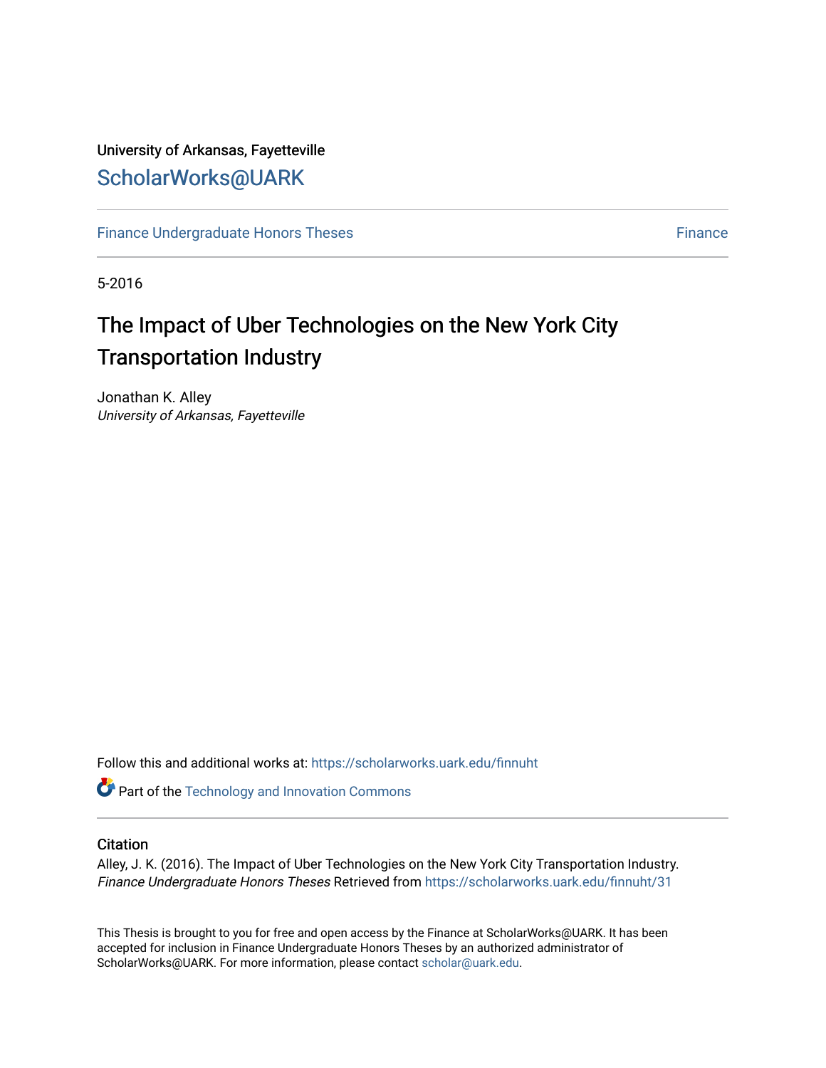University of Arkansas, Fayetteville

# ScholarWorks@UARK

Finance Undergraduate Honors Theses | Finance

5-2016

# The Impact of Uber Technologies on the New York City Transportation Industry

Jonathan K. Alley
*University of Arkansas, Fayetteville*

Follow this and additional works at: https://scholarworks.uark.edu/finnuht

Part of the Technology and Innovation Commons

## Citation

Alley, J. K. (2016). The Impact of Uber Technologies on the New York City Transportation Industry. *Finance Undergraduate Honors Theses* Retrieved from https://scholarworks.uark.edu/finnuht/31

This Thesis is brought to you for free and open access by the Finance at ScholarWorks@UARK. It has been accepted for inclusion in Finance Undergraduate Honors Theses by an authorized administrator of ScholarWorks@UARK. For more information, please contact scholar@uark.edu.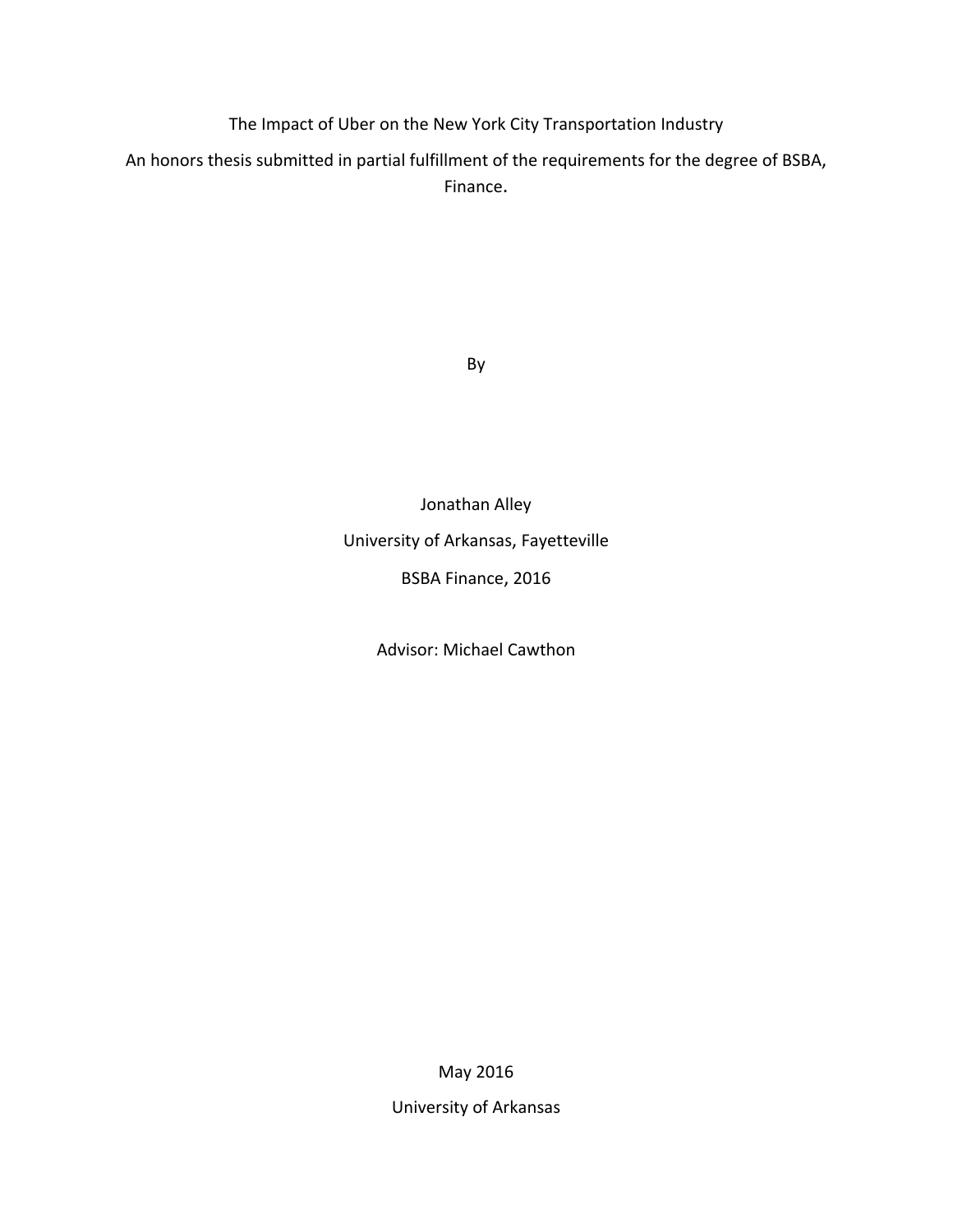The Impact of Uber on the New York City Transportation Industry

An honors thesis submitted in partial fulfillment of the requirements for the degree of BSBA, Finance.

By

Jonathan Alley

University of Arkansas, Fayetteville

BSBA Finance, 2016

Advisor: Michael Cawthon

May 2016

University of Arkansas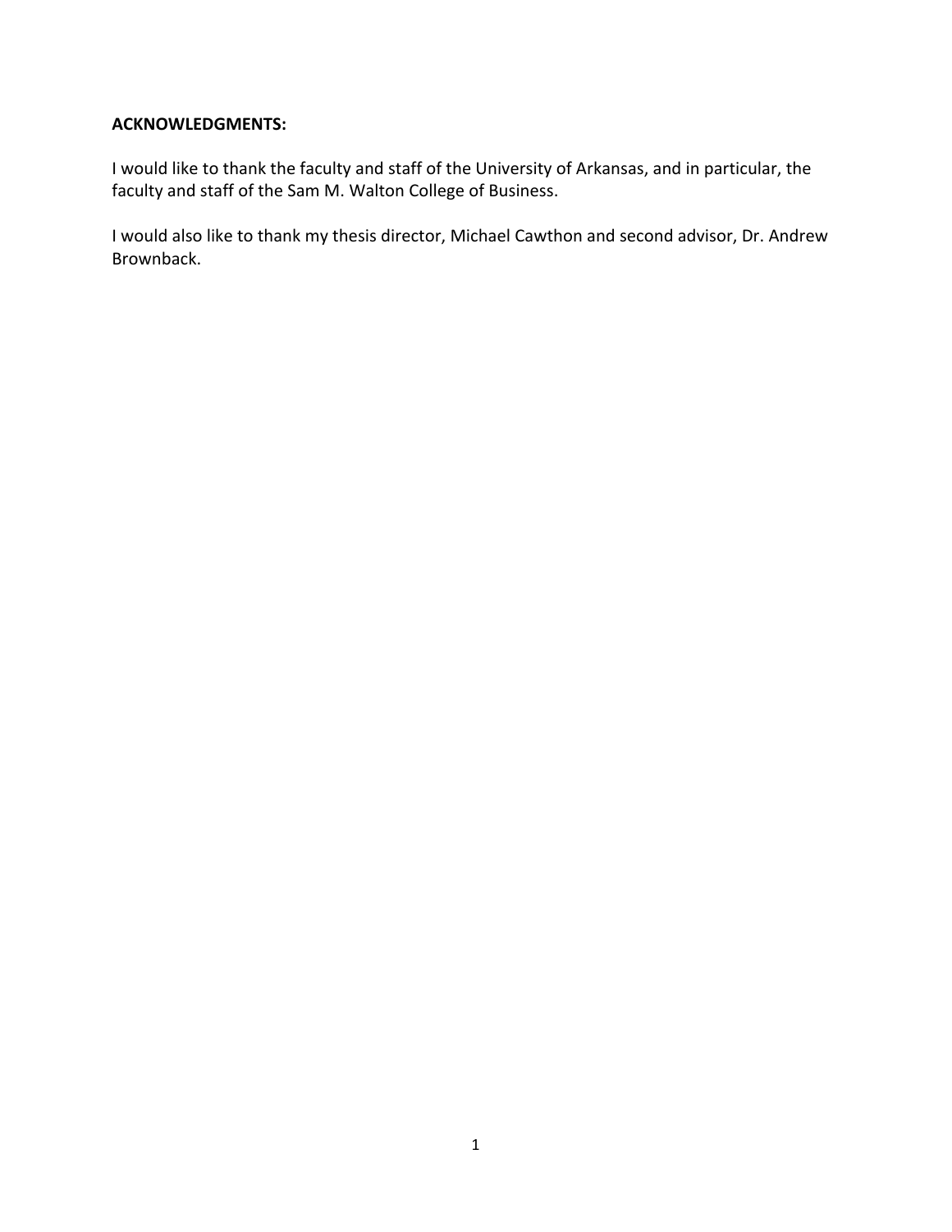**ACKNOWLEDGMENTS:**

I would like to thank the faculty and staff of the University of Arkansas, and in particular, the faculty and staff of the Sam M. Walton College of Business.

I would also like to thank my thesis director, Michael Cawthon and second advisor, Dr. Andrew Brownback.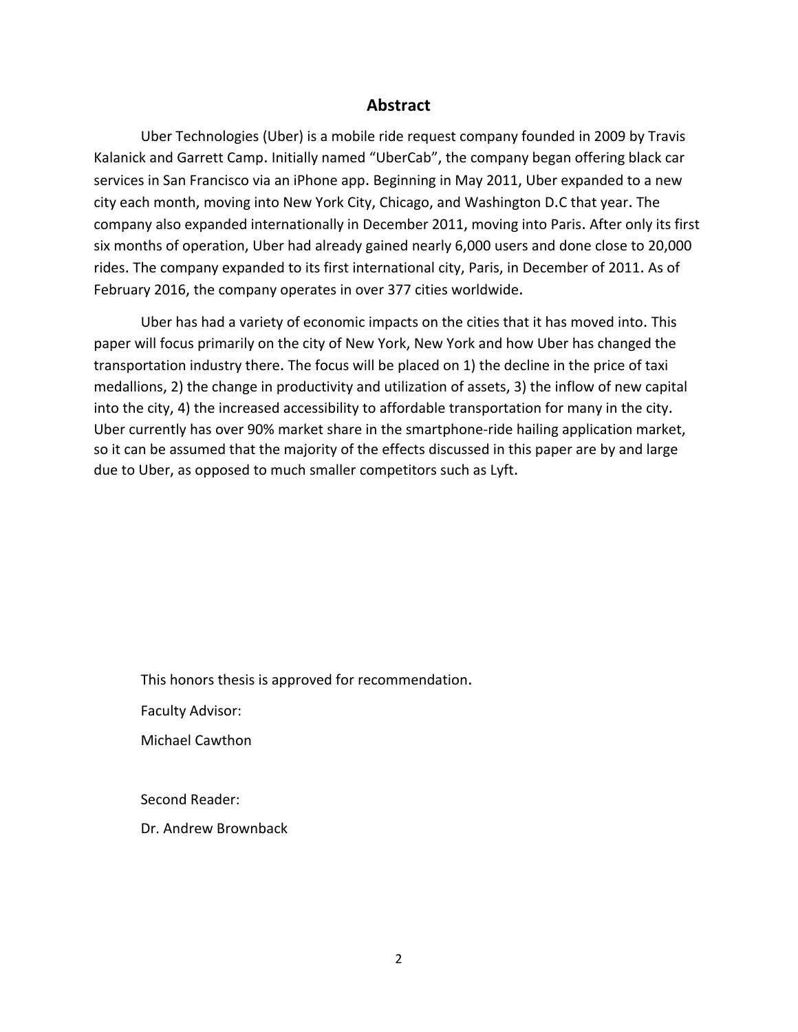## Abstract

Uber Technologies (Uber) is a mobile ride request company founded in 2009 by Travis Kalanick and Garrett Camp. Initially named "UberCab", the company began offering black car services in San Francisco via an iPhone app. Beginning in May 2011, Uber expanded to a new city each month, moving into New York City, Chicago, and Washington D.C that year. The company also expanded internationally in December 2011, moving into Paris. After only its first six months of operation, Uber had already gained nearly 6,000 users and done close to 20,000 rides. The company expanded to its first international city, Paris, in December of 2011. As of February 2016, the company operates in over 377 cities worldwide.

Uber has had a variety of economic impacts on the cities that it has moved into. This paper will focus primarily on the city of New York, New York and how Uber has changed the transportation industry there. The focus will be placed on 1) the decline in the price of taxi medallions, 2) the change in productivity and utilization of assets, 3) the inflow of new capital into the city, 4) the increased accessibility to affordable transportation for many in the city. Uber currently has over 90% market share in the smartphone-ride hailing application market, so it can be assumed that the majority of the effects discussed in this paper are by and large due to Uber, as opposed to much smaller competitors such as Lyft.

This honors thesis is approved for recommendation.

Faculty Advisor:

Michael Cawthon

Second Reader:

Dr. Andrew Brownback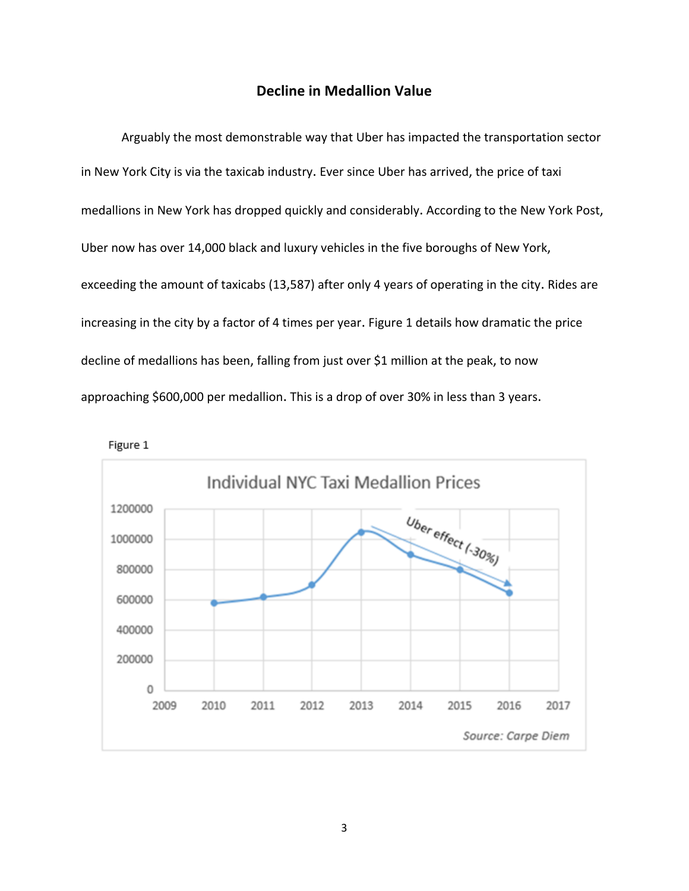## Decline in Medallion Value

Arguably the most demonstrable way that Uber has impacted the transportation sector in New York City is via the taxicab industry. Ever since Uber has arrived, the price of taxi medallions in New York has dropped quickly and considerably. According to the New York Post, Uber now has over 14,000 black and luxury vehicles in the five boroughs of New York, exceeding the amount of taxicabs (13,587) after only 4 years of operating in the city. Rides are increasing in the city by a factor of 4 times per year. Figure 1 details how dramatic the price decline of medallions has been, falling from just over $1 million at the peak, to now approaching $600,000 per medallion. This is a drop of over 30% in less than 3 years.

Figure 1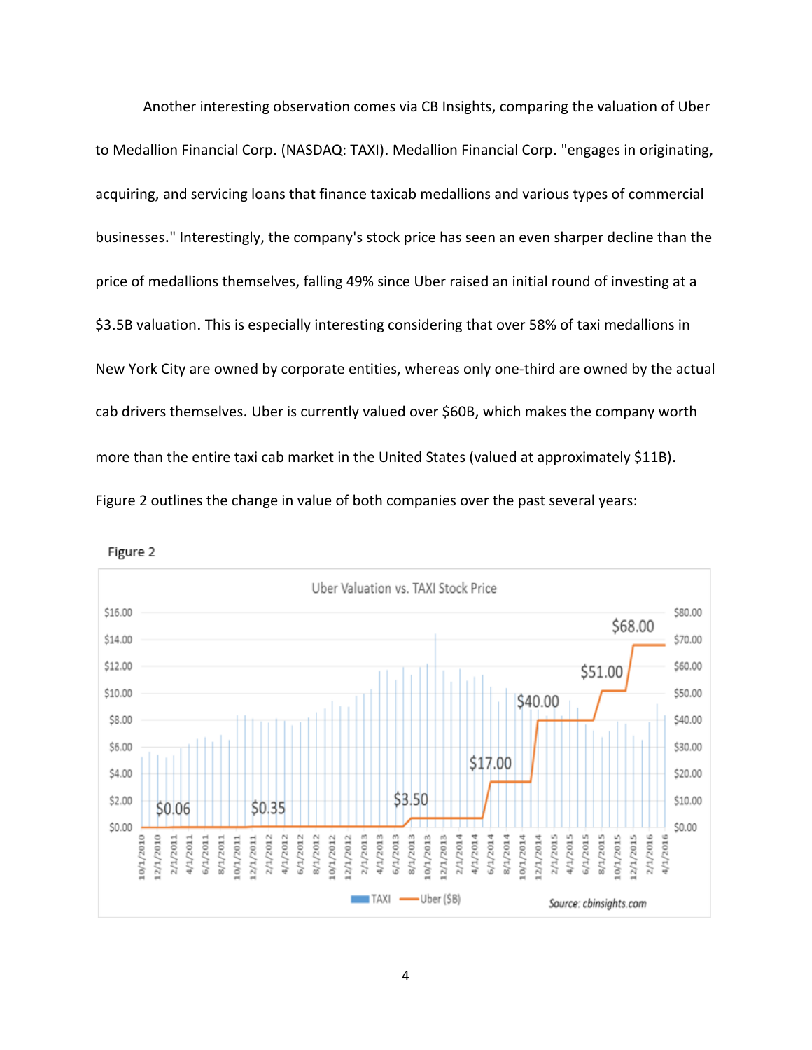Another interesting observation comes via CB Insights, comparing the valuation of Uber to Medallion Financial Corp. (NASDAQ: TAXI). Medallion Financial Corp. "engages in originating, acquiring, and servicing loans that finance taxicab medallions and various types of commercial businesses." Interestingly, the company's stock price has seen an even sharper decline than the price of medallions themselves, falling 49% since Uber raised an initial round of investing at a $3.5B valuation. This is especially interesting considering that over 58% of taxi medallions in New York City are owned by corporate entities, whereas only one-third are owned by the actual cab drivers themselves. Uber is currently valued over $60B, which makes the company worth more than the entire taxi cab market in the United States (valued at approximately $11B). Figure 2 outlines the change in value of both companies over the past several years:

Figure 2

Uber Valuation vs. TAXI Stock Price

Source: cbinsights.com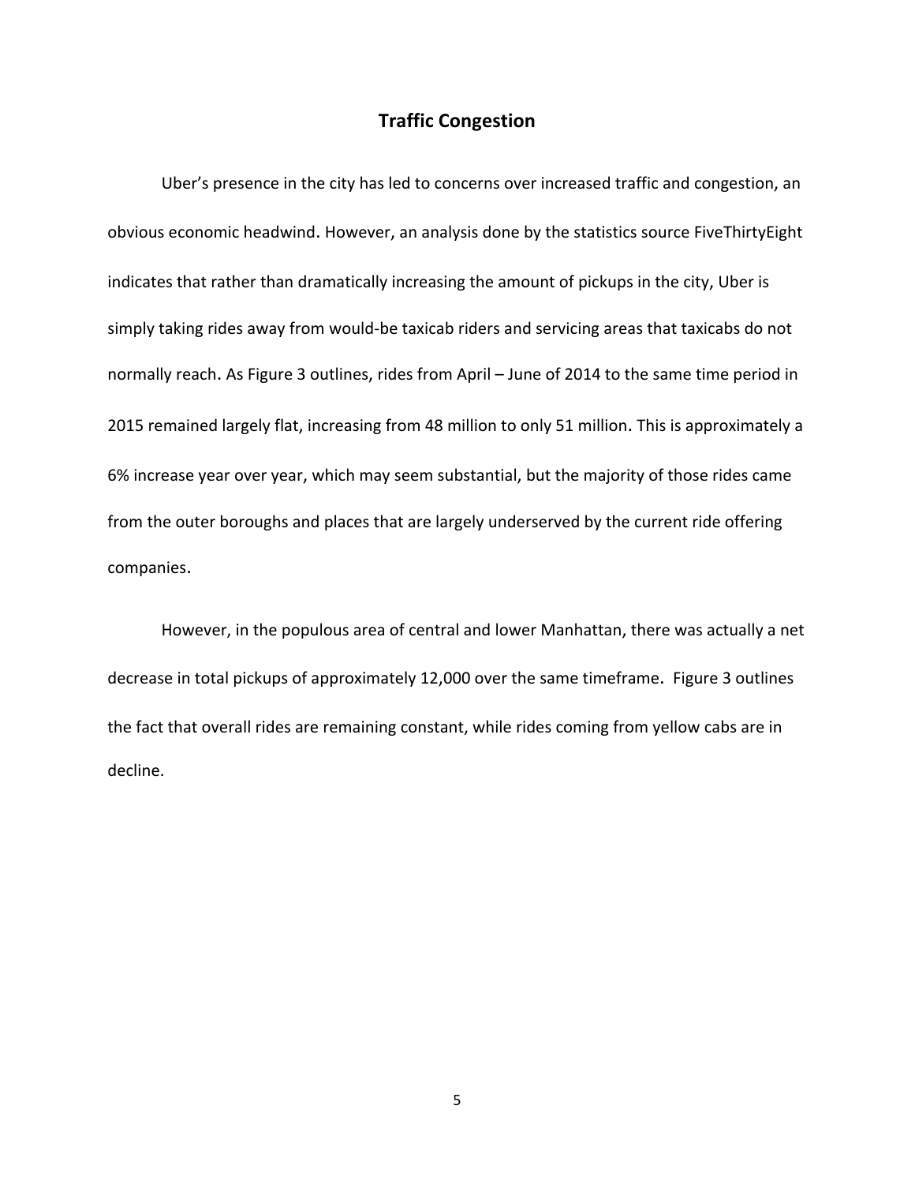## Traffic Congestion

Uber's presence in the city has led to concerns over increased traffic and congestion, an obvious economic headwind. However, an analysis done by the statistics source FiveThirtyEight indicates that rather than dramatically increasing the amount of pickups in the city, Uber is simply taking rides away from would-be taxicab riders and servicing areas that taxicabs do not normally reach. As Figure 3 outlines, rides from April – June of 2014 to the same time period in 2015 remained largely flat, increasing from 48 million to only 51 million. This is approximately a 6% increase year over year, which may seem substantial, but the majority of those rides came from the outer boroughs and places that are largely underserved by the current ride offering companies.

However, in the populous area of central and lower Manhattan, there was actually a net decrease in total pickups of approximately 12,000 over the same timeframe. Figure 3 outlines the fact that overall rides are remaining constant, while rides coming from yellow cabs are in decline.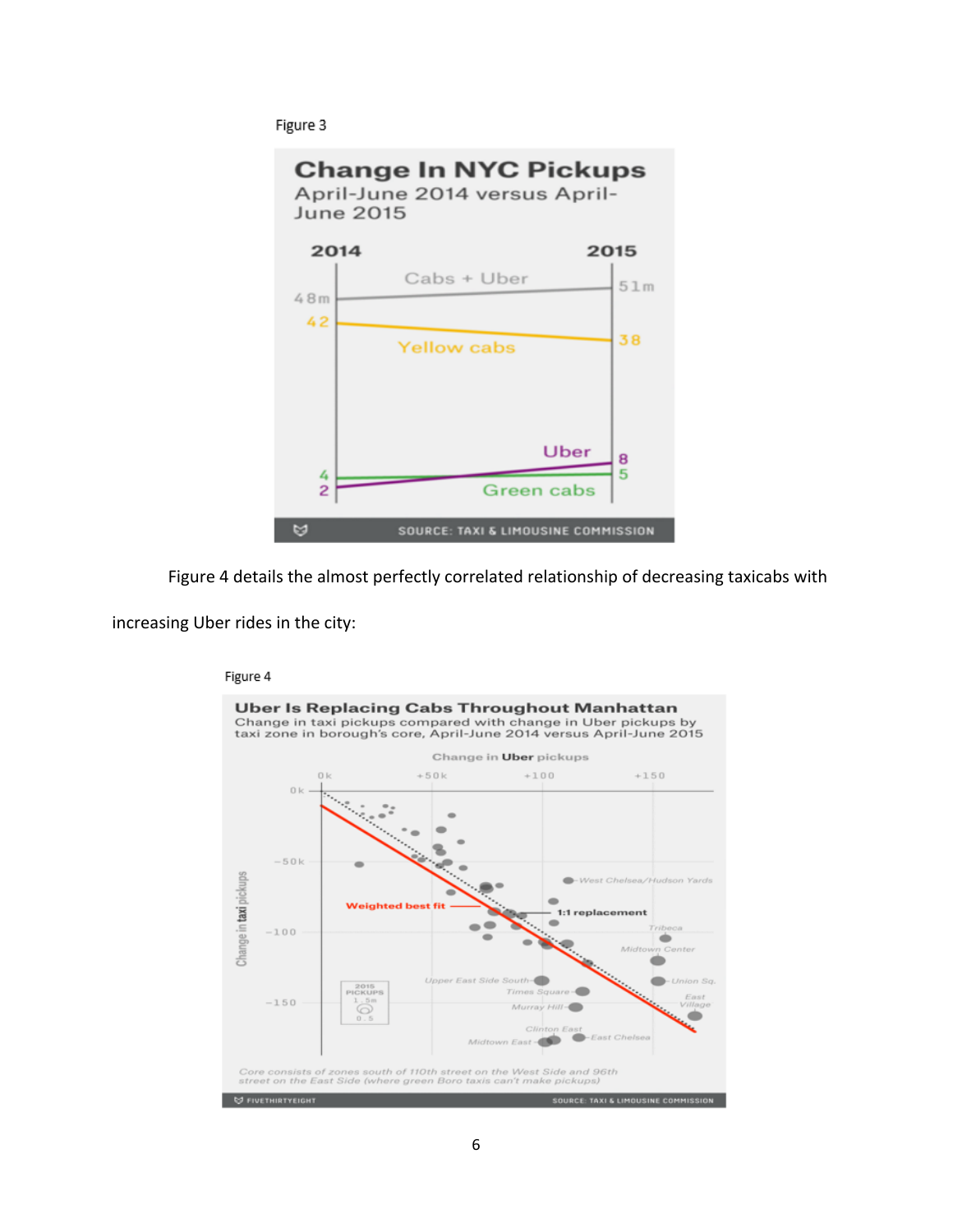Figure 3

**Change In NYC Pickups**

April-June 2014 versus April-June 2015

| | 2014 | 2015 |
|---|---|---|
| Cabs + Uber | 48m | 51m |
| Yellow cabs | 42 | 38 |
| Uber | 2 | 8 |
| Green cabs | 4 | 5 |

SOURCE: TAXI & LIMOUSINE COMMISSION

Figure 4 details the almost perfectly correlated relationship of decreasing taxicabs with increasing Uber rides in the city:

Figure 4

**Uber Is Replacing Cabs Throughout Manhattan**

Change in taxi pickups compared with change in Uber pickups by taxi zone in borough's core, April-June 2014 versus April-June 2015

Change in **Uber** pickups: 0k, +50k, +100, +150

Change in **taxi** pickups: 0k, −50k, −100, −150

Weighted best fit — 1:1 replacement

West Chelsea/Hudson Yards, Tribeca, Midtown Center, Union Sq., East Village, Upper East Side South, Times Square, Murray Hill, Clinton East, Midtown East, East Chelsea

2015 PICKUPS: 1.5m, 0.5

*Core consists of zones south of 110th street on the West Side and 96th street on the East Side (where green Boro taxis can't make pickups)*

FIVETHIRTYEIGHT — SOURCE: TAXI & LIMOUSINE COMMISSION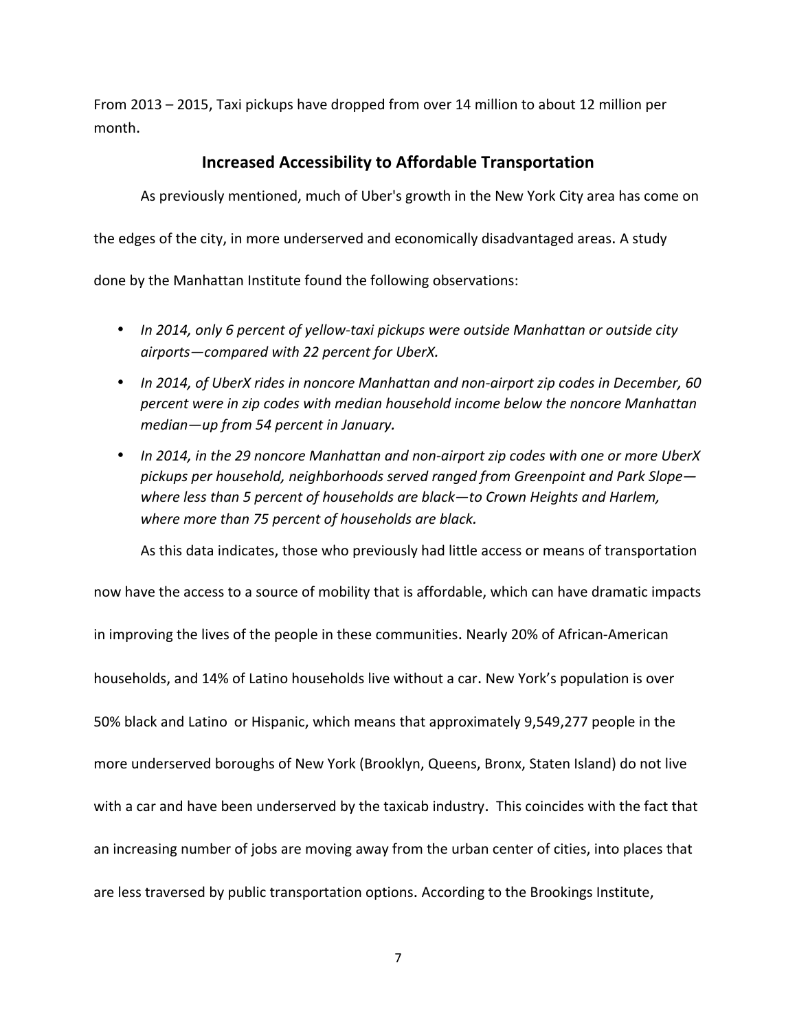From 2013 – 2015, Taxi pickups have dropped from over 14 million to about 12 million per month.

## Increased Accessibility to Affordable Transportation

As previously mentioned, much of Uber's growth in the New York City area has come on the edges of the city, in more underserved and economically disadvantaged areas. A study done by the Manhattan Institute found the following observations:

- *In 2014, only 6 percent of yellow-taxi pickups were outside Manhattan or outside city airports—compared with 22 percent for UberX.*
- *In 2014, of UberX rides in noncore Manhattan and non-airport zip codes in December, 60 percent were in zip codes with median household income below the noncore Manhattan median—up from 54 percent in January.*
- *In 2014, in the 29 noncore Manhattan and non-airport zip codes with one or more UberX pickups per household, neighborhoods served ranged from Greenpoint and Park Slope—where less than 5 percent of households are black—to Crown Heights and Harlem, where more than 75 percent of households are black.*

As this data indicates, those who previously had little access or means of transportation now have the access to a source of mobility that is affordable, which can have dramatic impacts in improving the lives of the people in these communities. Nearly 20% of African-American households, and 14% of Latino households live without a car. New York's population is over 50% black and Latino or Hispanic, which means that approximately 9,549,277 people in the more underserved boroughs of New York (Brooklyn, Queens, Bronx, Staten Island) do not live with a car and have been underserved by the taxicab industry. This coincides with the fact that an increasing number of jobs are moving away from the urban center of cities, into places that are less traversed by public transportation options. According to the Brookings Institute,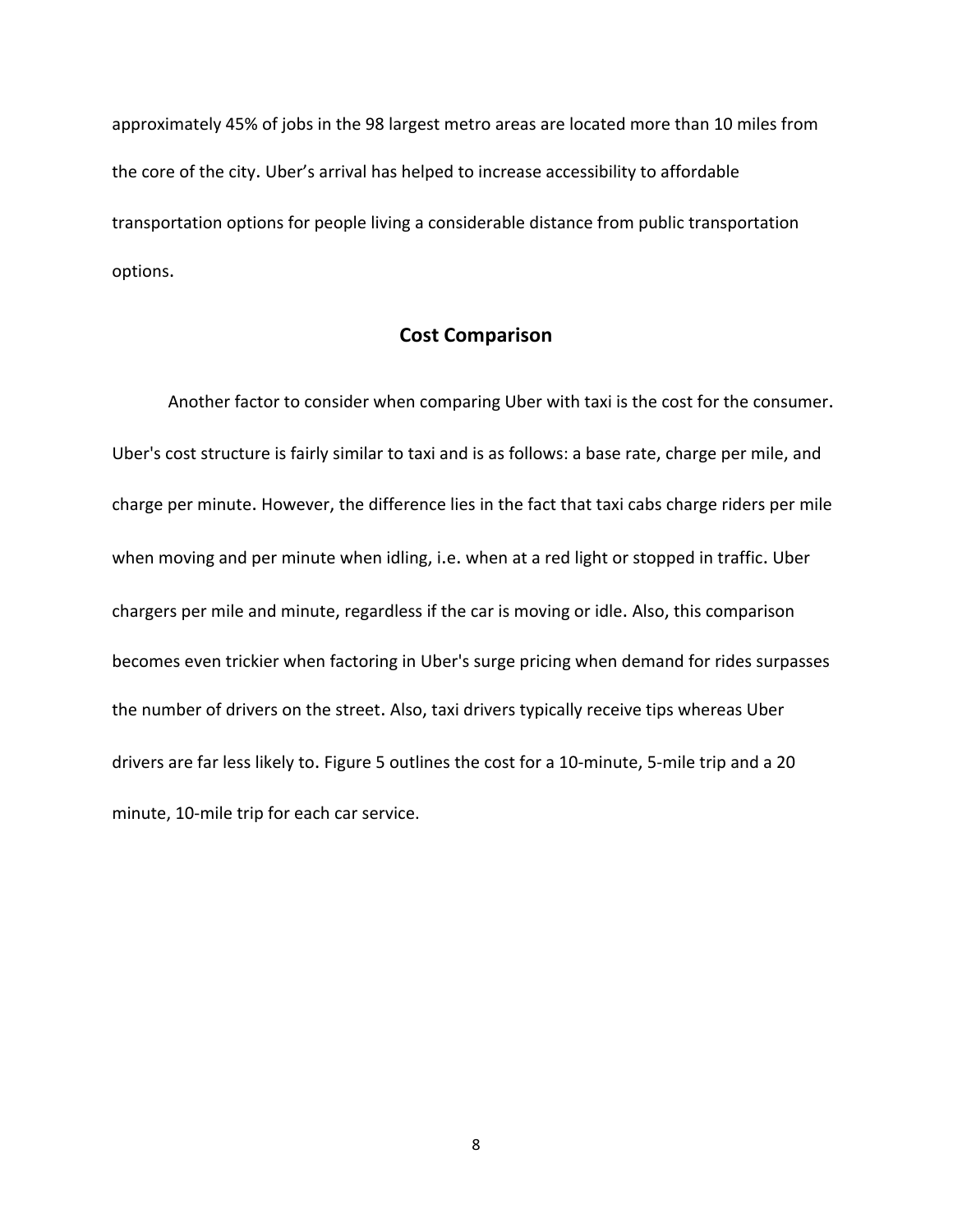approximately 45% of jobs in the 98 largest metro areas are located more than 10 miles from the core of the city. Uber's arrival has helped to increase accessibility to affordable transportation options for people living a considerable distance from public transportation options.

## Cost Comparison

Another factor to consider when comparing Uber with taxi is the cost for the consumer. Uber's cost structure is fairly similar to taxi and is as follows: a base rate, charge per mile, and charge per minute. However, the difference lies in the fact that taxi cabs charge riders per mile when moving and per minute when idling, i.e. when at a red light or stopped in traffic. Uber chargers per mile and minute, regardless if the car is moving or idle. Also, this comparison becomes even trickier when factoring in Uber's surge pricing when demand for rides surpasses the number of drivers on the street. Also, taxi drivers typically receive tips whereas Uber drivers are far less likely to. Figure 5 outlines the cost for a 10-minute, 5-mile trip and a 20 minute, 10-mile trip for each car service.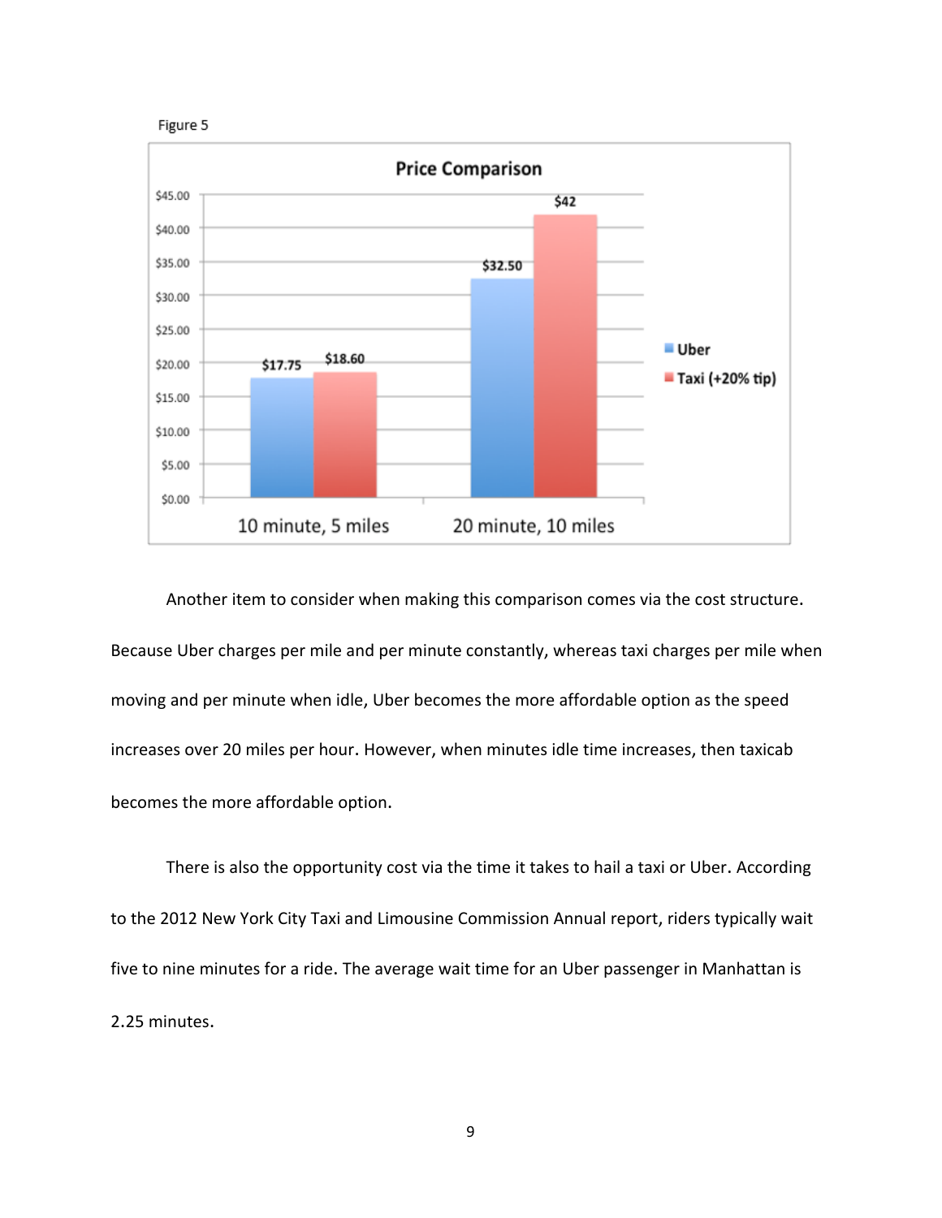Figure 5

| Price Comparison | Uber | Taxi (+20% tip) |
|---|---|---|
| 10 minute, 5 miles | $17.75 | $18.60 |
| 20 minute, 10 miles | $32.50 | $42 |

Another item to consider when making this comparison comes via the cost structure. Because Uber charges per mile and per minute constantly, whereas taxi charges per mile when moving and per minute when idle, Uber becomes the more affordable option as the speed increases over 20 miles per hour. However, when minutes idle time increases, then taxicab becomes the more affordable option.

There is also the opportunity cost via the time it takes to hail a taxi or Uber. According to the 2012 New York City Taxi and Limousine Commission Annual report, riders typically wait five to nine minutes for a ride. The average wait time for an Uber passenger in Manhattan is 2.25 minutes.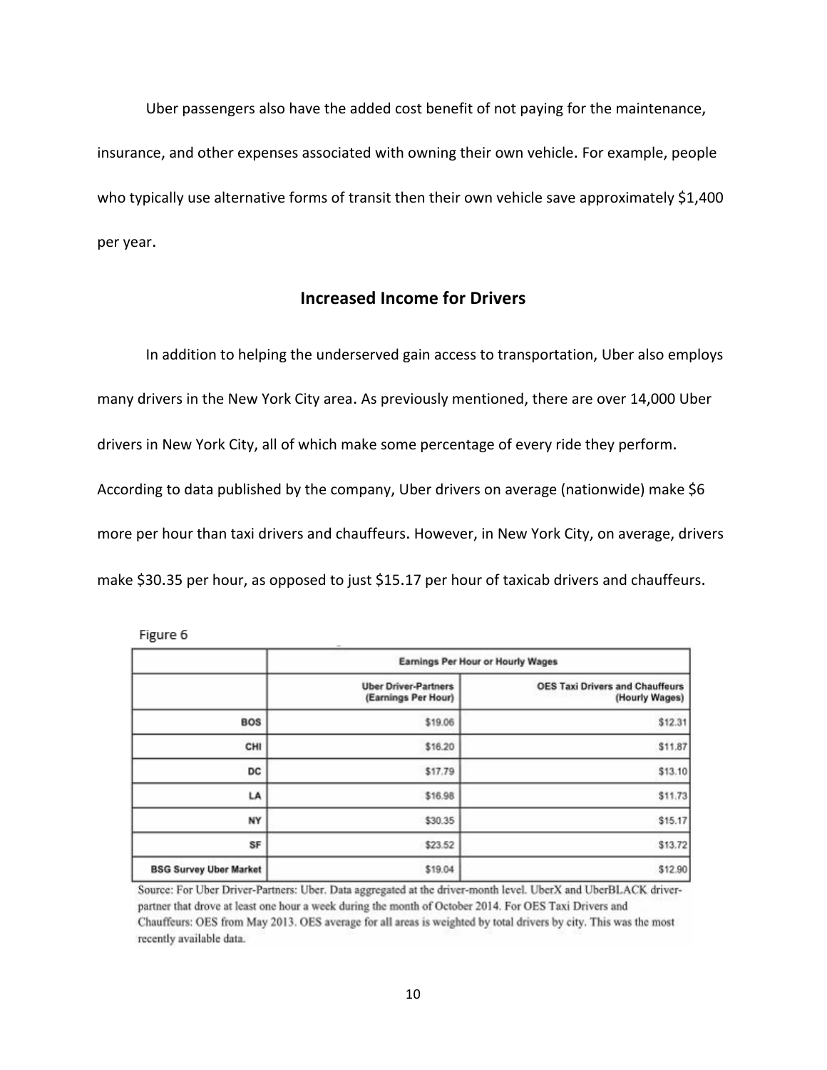Uber passengers also have the added cost benefit of not paying for the maintenance, insurance, and other expenses associated with owning their own vehicle. For example, people who typically use alternative forms of transit then their own vehicle save approximately $1,400 per year.

## Increased Income for Drivers

In addition to helping the underserved gain access to transportation, Uber also employs many drivers in the New York City area. As previously mentioned, there are over 14,000 Uber drivers in New York City, all of which make some percentage of every ride they perform. According to data published by the company, Uber drivers on average (nationwide) make $6 more per hour than taxi drivers and chauffeurs. However, in New York City, on average, drivers make $30.35 per hour, as opposed to just $15.17 per hour of taxicab drivers and chauffeurs.

Figure 6

| | Earnings Per Hour or Hourly Wages | |
|---|---|---|
| | Uber Driver-Partners (Earnings Per Hour) | OES Taxi Drivers and Chauffeurs (Hourly Wages) |
| BOS | $19.06 | $12.31 |
| CHI | $16.20 | $11.87 |
| DC | $17.79 | $13.10 |
| LA | $16.98 | $11.73 |
| NY | $30.35 | $15.17 |
| SF | $23.52 | $13.72 |
| BSG Survey Uber Market | $19.04 | $12.90 |

Source: For Uber Driver-Partners: Uber. Data aggregated at the driver-month level. UberX and UberBLACK driver-partner that drove at least one hour a week during the month of October 2014. For OES Taxi Drivers and Chauffeurs: OES from May 2013. OES average for all areas is weighted by total drivers by city. This was the most recently available data.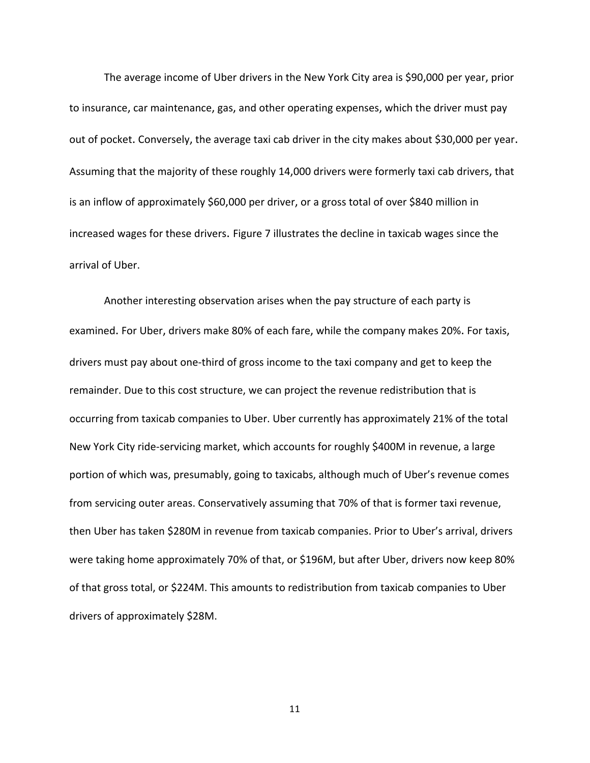The average income of Uber drivers in the New York City area is $90,000 per year, prior to insurance, car maintenance, gas, and other operating expenses, which the driver must pay out of pocket. Conversely, the average taxi cab driver in the city makes about $30,000 per year. Assuming that the majority of these roughly 14,000 drivers were formerly taxi cab drivers, that is an inflow of approximately $60,000 per driver, or a gross total of over $840 million in increased wages for these drivers. Figure 7 illustrates the decline in taxicab wages since the arrival of Uber.

Another interesting observation arises when the pay structure of each party is examined. For Uber, drivers make 80% of each fare, while the company makes 20%. For taxis, drivers must pay about one-third of gross income to the taxi company and get to keep the remainder. Due to this cost structure, we can project the revenue redistribution that is occurring from taxicab companies to Uber. Uber currently has approximately 21% of the total New York City ride-servicing market, which accounts for roughly $400M in revenue, a large portion of which was, presumably, going to taxicabs, although much of Uber's revenue comes from servicing outer areas. Conservatively assuming that 70% of that is former taxi revenue, then Uber has taken $280M in revenue from taxicab companies. Prior to Uber's arrival, drivers were taking home approximately 70% of that, or $196M, but after Uber, drivers now keep 80% of that gross total, or $224M. This amounts to redistribution from taxicab companies to Uber drivers of approximately $28M.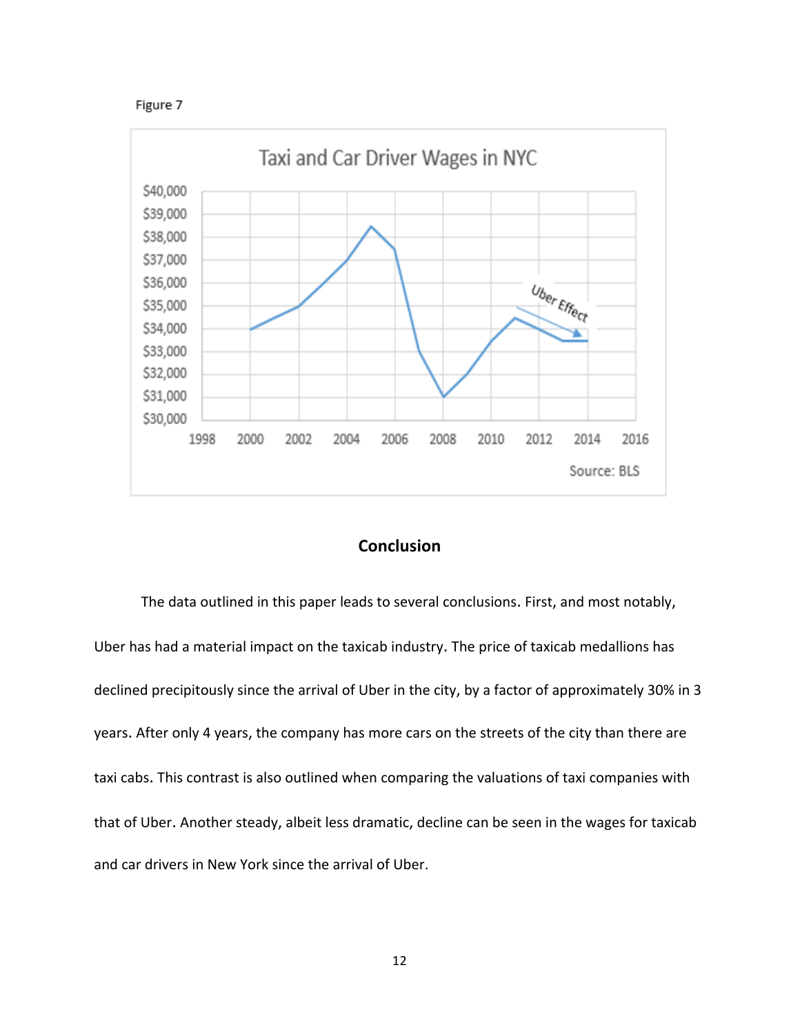Figure 7

## Conclusion

The data outlined in this paper leads to several conclusions. First, and most notably, Uber has had a material impact on the taxicab industry. The price of taxicab medallions has declined precipitously since the arrival of Uber in the city, by a factor of approximately 30% in 3 years. After only 4 years, the company has more cars on the streets of the city than there are taxi cabs. This contrast is also outlined when comparing the valuations of taxi companies with that of Uber. Another steady, albeit less dramatic, decline can be seen in the wages for taxicab and car drivers in New York since the arrival of Uber.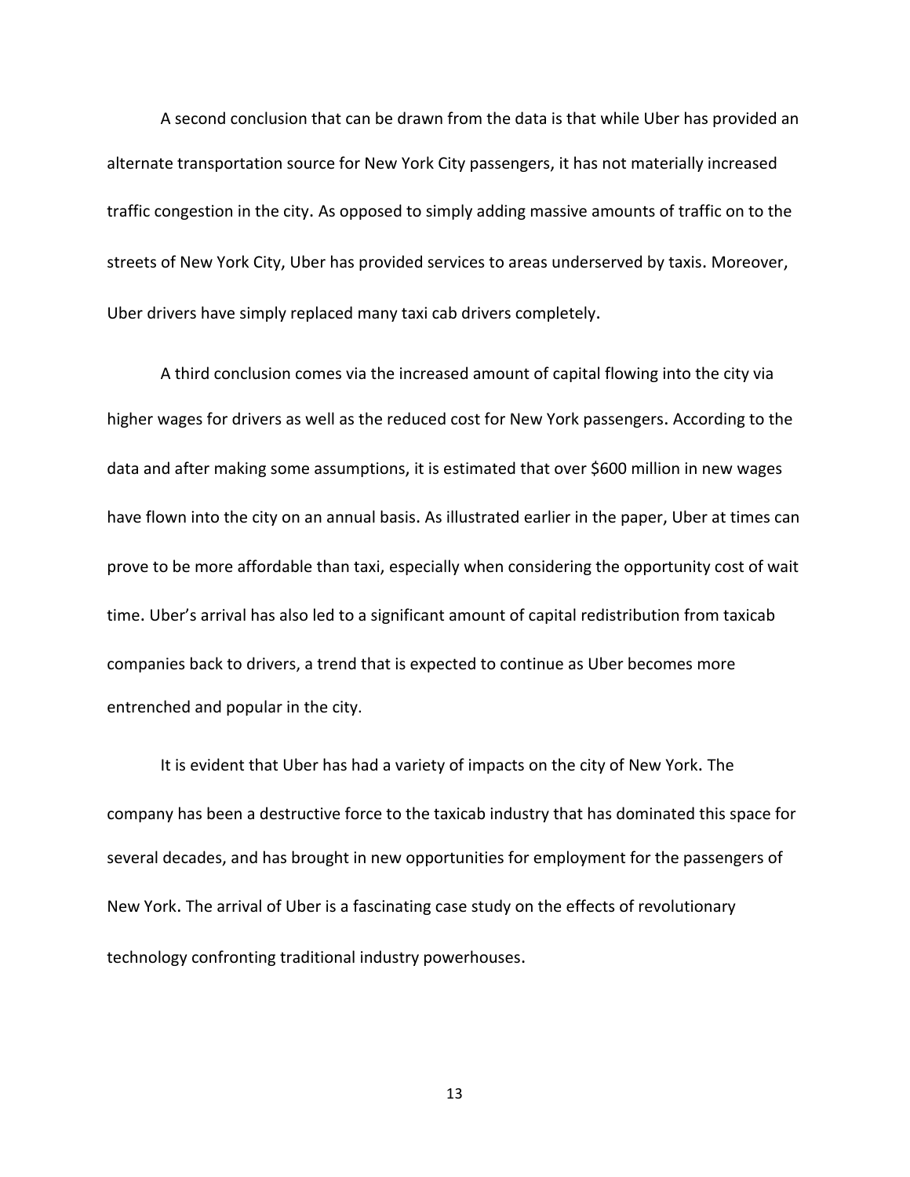A second conclusion that can be drawn from the data is that while Uber has provided an alternate transportation source for New York City passengers, it has not materially increased traffic congestion in the city. As opposed to simply adding massive amounts of traffic on to the streets of New York City, Uber has provided services to areas underserved by taxis. Moreover, Uber drivers have simply replaced many taxi cab drivers completely.

A third conclusion comes via the increased amount of capital flowing into the city via higher wages for drivers as well as the reduced cost for New York passengers. According to the data and after making some assumptions, it is estimated that over $600 million in new wages have flown into the city on an annual basis. As illustrated earlier in the paper, Uber at times can prove to be more affordable than taxi, especially when considering the opportunity cost of wait time. Uber's arrival has also led to a significant amount of capital redistribution from taxicab companies back to drivers, a trend that is expected to continue as Uber becomes more entrenched and popular in the city.

It is evident that Uber has had a variety of impacts on the city of New York. The company has been a destructive force to the taxicab industry that has dominated this space for several decades, and has brought in new opportunities for employment for the passengers of New York. The arrival of Uber is a fascinating case study on the effects of revolutionary technology confronting traditional industry powerhouses.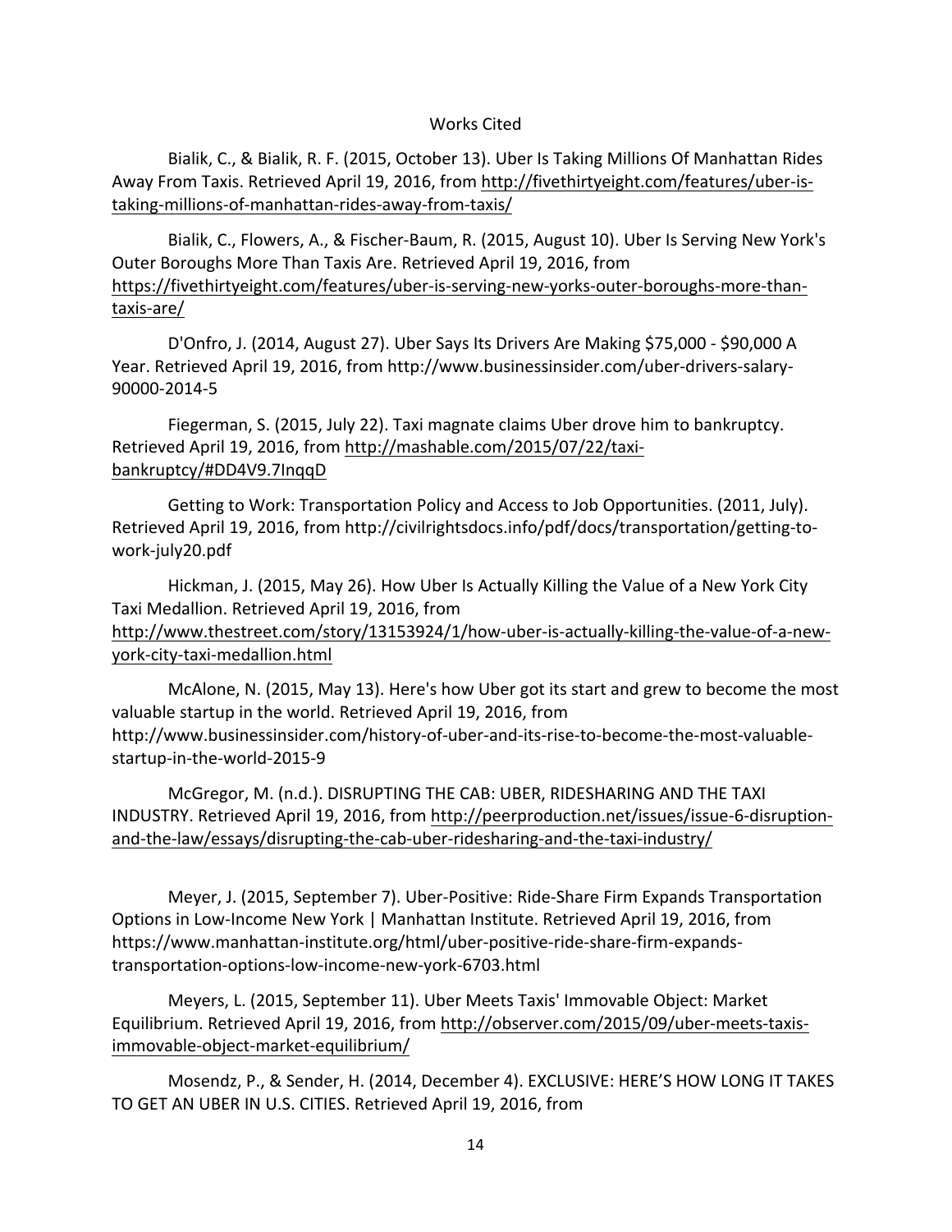Works Cited

Bialik, C., & Bialik, R. F. (2015, October 13). Uber Is Taking Millions Of Manhattan Rides Away From Taxis. Retrieved April 19, 2016, from http://fivethirtyeight.com/features/uber-is-taking-millions-of-manhattan-rides-away-from-taxis/

Bialik, C., Flowers, A., & Fischer-Baum, R. (2015, August 10). Uber Is Serving New York's Outer Boroughs More Than Taxis Are. Retrieved April 19, 2016, from https://fivethirtyeight.com/features/uber-is-serving-new-yorks-outer-boroughs-more-than-taxis-are/

D'Onfro, J. (2014, August 27). Uber Says Its Drivers Are Making $75,000 - $90,000 A Year. Retrieved April 19, 2016, from http://www.businessinsider.com/uber-drivers-salary-90000-2014-5

Fiegerman, S. (2015, July 22). Taxi magnate claims Uber drove him to bankruptcy. Retrieved April 19, 2016, from http://mashable.com/2015/07/22/taxi-bankruptcy/#DD4V9.7InqqD

Getting to Work: Transportation Policy and Access to Job Opportunities. (2011, July). Retrieved April 19, 2016, from http://civilrightsdocs.info/pdf/docs/transportation/getting-to-work-july20.pdf

Hickman, J. (2015, May 26). How Uber Is Actually Killing the Value of a New York City Taxi Medallion. Retrieved April 19, 2016, from http://www.thestreet.com/story/13153924/1/how-uber-is-actually-killing-the-value-of-a-new-york-city-taxi-medallion.html

McAlone, N. (2015, May 13). Here's how Uber got its start and grew to become the most valuable startup in the world. Retrieved April 19, 2016, from http://www.businessinsider.com/history-of-uber-and-its-rise-to-become-the-most-valuable-startup-in-the-world-2015-9

McGregor, M. (n.d.). DISRUPTING THE CAB: UBER, RIDESHARING AND THE TAXI INDUSTRY. Retrieved April 19, 2016, from http://peerproduction.net/issues/issue-6-disruption-and-the-law/essays/disrupting-the-cab-uber-ridesharing-and-the-taxi-industry/

Meyer, J. (2015, September 7). Uber-Positive: Ride-Share Firm Expands Transportation Options in Low-Income New York | Manhattan Institute. Retrieved April 19, 2016, from https://www.manhattan-institute.org/html/uber-positive-ride-share-firm-expands-transportation-options-low-income-new-york-6703.html

Meyers, L. (2015, September 11). Uber Meets Taxis' Immovable Object: Market Equilibrium. Retrieved April 19, 2016, from http://observer.com/2015/09/uber-meets-taxis-immovable-object-market-equilibrium/

Mosendz, P., & Sender, H. (2014, December 4). EXCLUSIVE: HERE'S HOW LONG IT TAKES TO GET AN UBER IN U.S. CITIES. Retrieved April 19, 2016, from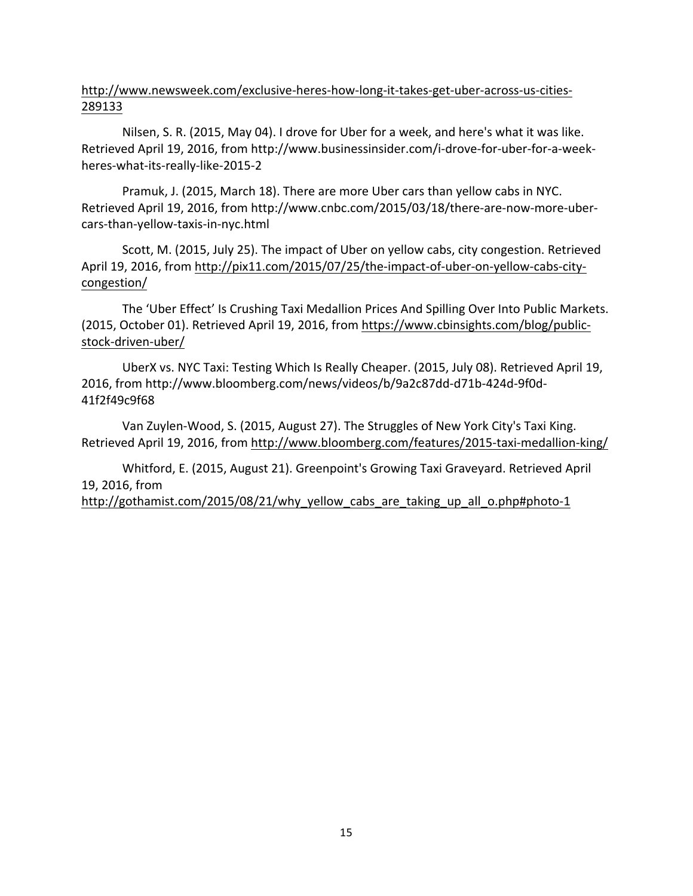http://www.newsweek.com/exclusive-heres-how-long-it-takes-get-uber-across-us-cities-289133

Nilsen, S. R. (2015, May 04). I drove for Uber for a week, and here's what it was like. Retrieved April 19, 2016, from http://www.businessinsider.com/i-drove-for-uber-for-a-week-heres-what-its-really-like-2015-2

Pramuk, J. (2015, March 18). There are more Uber cars than yellow cabs in NYC. Retrieved April 19, 2016, from http://www.cnbc.com/2015/03/18/there-are-now-more-uber-cars-than-yellow-taxis-in-nyc.html

Scott, M. (2015, July 25). The impact of Uber on yellow cabs, city congestion. Retrieved April 19, 2016, from http://pix11.com/2015/07/25/the-impact-of-uber-on-yellow-cabs-city-congestion/

The 'Uber Effect' Is Crushing Taxi Medallion Prices And Spilling Over Into Public Markets. (2015, October 01). Retrieved April 19, 2016, from https://www.cbinsights.com/blog/public-stock-driven-uber/

UberX vs. NYC Taxi: Testing Which Is Really Cheaper. (2015, July 08). Retrieved April 19, 2016, from http://www.bloomberg.com/news/videos/b/9a2c87dd-d71b-424d-9f0d-41f2f49c9f68

Van Zuylen-Wood, S. (2015, August 27). The Struggles of New York City's Taxi King. Retrieved April 19, 2016, from http://www.bloomberg.com/features/2015-taxi-medallion-king/

Whitford, E. (2015, August 21). Greenpoint's Growing Taxi Graveyard. Retrieved April 19, 2016, from http://gothamist.com/2015/08/21/why_yellow_cabs_are_taking_up_all_o.php#photo-1